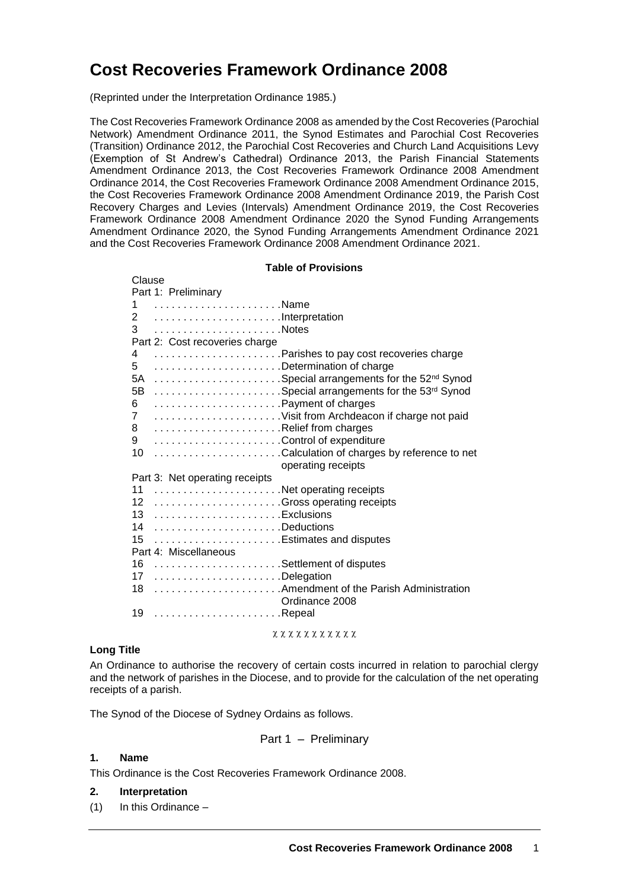# Cost Recoveries Framework Ordinance 2008

(Reprinted under the Interpretation Ordinance 1985.)

The Cost Recoveries Framework Ordinance 2008 as amended by the Cost Recoveries (Parochial Network) Amendment Ordinance 2011, the Synod Estimates and Parochial Cost Recoveries (Transition) Ordinance 2012, the Parochial Cost Recoveries and Church Land Acquisitions Levy (Exemption of St Andrew's Cathedral) Ordinance 2013, the Parish Financial Statements Amendment Ordinance 2013, the Cost Recoveries Framework Ordinance 2008 Amendment Ordinance 2014, the Cost Recoveries Framework Ordinance 2008 Amendment Ordinance 2015, the Cost Recoveries Framework Ordinance 2008 Amendment Ordinance 2019, the Parish Cost Recovery Charges and Levies (Intervals) Amendment Ordinance 2019, the Cost Recoveries Framework Ordinance 2008 Amendment Ordinance 2020 the Synod Funding Arrangements Amendment Ordinance 2020, the Synod Funding Arrangements Amendment Ordinance 2021 and the Cost Recoveries Framework Ordinance 2008 Amendment Ordinance 2021.

**Table of Provisions**

| Clause | |
|---|---|
| Part 1: Preliminary | |
| 1 | Name |
| 2 | Interpretation |
| 3 | Notes |
| Part 2: Cost recoveries charge | |
| 4 | Parishes to pay cost recoveries charge |
| 5 | Determination of charge |
| 5A | Special arrangements for the 52nd Synod |
| 5B | Special arrangements for the 53rd Synod |
| 6 | Payment of charges |
| 7 | Visit from Archdeacon if charge not paid |
| 8 | Relief from charges |
| 9 | Control of expenditure |
| 10 | Calculation of charges by reference to net operating receipts |
| Part 3: Net operating receipts | |
| 11 | Net operating receipts |
| 12 | Gross operating receipts |
| 13 | Exclusions |
| 14 | Deductions |
| 15 | Estimates and disputes |
| Part 4: Miscellaneous | |
| 16 | Settlement of disputes |
| 17 | Delegation |
| 18 | Amendment of the Parish Administration Ordinance 2008 |
| 19 | Repeal |

χ χ χ χ χ χ χ χ χ χ χ

**Long Title**

An Ordinance to authorise the recovery of certain costs incurred in relation to parochial clergy and the network of parishes in the Diocese, and to provide for the calculation of the net operating receipts of a parish.

The Synod of the Diocese of Sydney Ordains as follows.

## Part 1 – Preliminary

### 1. Name

This Ordinance is the Cost Recoveries Framework Ordinance 2008.

### 2. Interpretation

(1) In this Ordinance –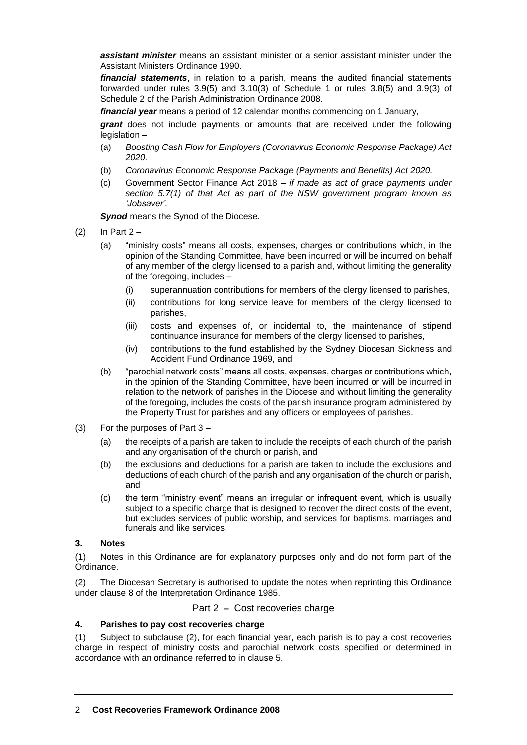***assistant minister*** means an assistant minister or a senior assistant minister under the Assistant Ministers Ordinance 1990.

***financial statements***, in relation to a parish, means the audited financial statements forwarded under rules 3.9(5) and 3.10(3) of Schedule 1 or rules 3.8(5) and 3.9(3) of Schedule 2 of the Parish Administration Ordinance 2008.

***financial year*** means a period of 12 calendar months commencing on 1 January,

***grant*** does not include payments or amounts that are received under the following legislation –

(a) *Boosting Cash Flow for Employers (Coronavirus Economic Response Package) Act 2020.*

(b) *Coronavirus Economic Response Package (Payments and Benefits) Act 2020.*

(c) Government Sector Finance Act 2018 – *if made as act of grace payments under section 5.7(1) of that Act as part of the NSW government program known as 'Jobsaver'.*

***Synod*** means the Synod of the Diocese.

(2) In Part 2 –

(a) "ministry costs" means all costs, expenses, charges or contributions which, in the opinion of the Standing Committee, have been incurred or will be incurred on behalf of any member of the clergy licensed to a parish and, without limiting the generality of the foregoing, includes –

(i) superannuation contributions for members of the clergy licensed to parishes,

(ii) contributions for long service leave for members of the clergy licensed to parishes,

(iii) costs and expenses of, or incidental to, the maintenance of stipend continuance insurance for members of the clergy licensed to parishes,

(iv) contributions to the fund established by the Sydney Diocesan Sickness and Accident Fund Ordinance 1969, and

(b) "parochial network costs" means all costs, expenses, charges or contributions which, in the opinion of the Standing Committee, have been incurred or will be incurred in relation to the network of parishes in the Diocese and without limiting the generality of the foregoing, includes the costs of the parish insurance program administered by the Property Trust for parishes and any officers or employees of parishes.

(3) For the purposes of Part 3 –

(a) the receipts of a parish are taken to include the receipts of each church of the parish and any organisation of the church or parish, and

(b) the exclusions and deductions for a parish are taken to include the exclusions and deductions of each church of the parish and any organisation of the church or parish, and

(c) the term "ministry event" means an irregular or infrequent event, which is usually subject to a specific charge that is designed to recover the direct costs of the event, but excludes services of public worship, and services for baptisms, marriages and funerals and like services.

### 3. Notes

(1) Notes in this Ordinance are for explanatory purposes only and do not form part of the Ordinance.

(2) The Diocesan Secretary is authorised to update the notes when reprinting this Ordinance under clause 8 of the Interpretation Ordinance 1985.

## Part 2 – Cost recoveries charge

### 4. Parishes to pay cost recoveries charge

(1) Subject to subclause (2), for each financial year, each parish is to pay a cost recoveries charge in respect of ministry costs and parochial network costs specified or determined in accordance with an ordinance referred to in clause 5.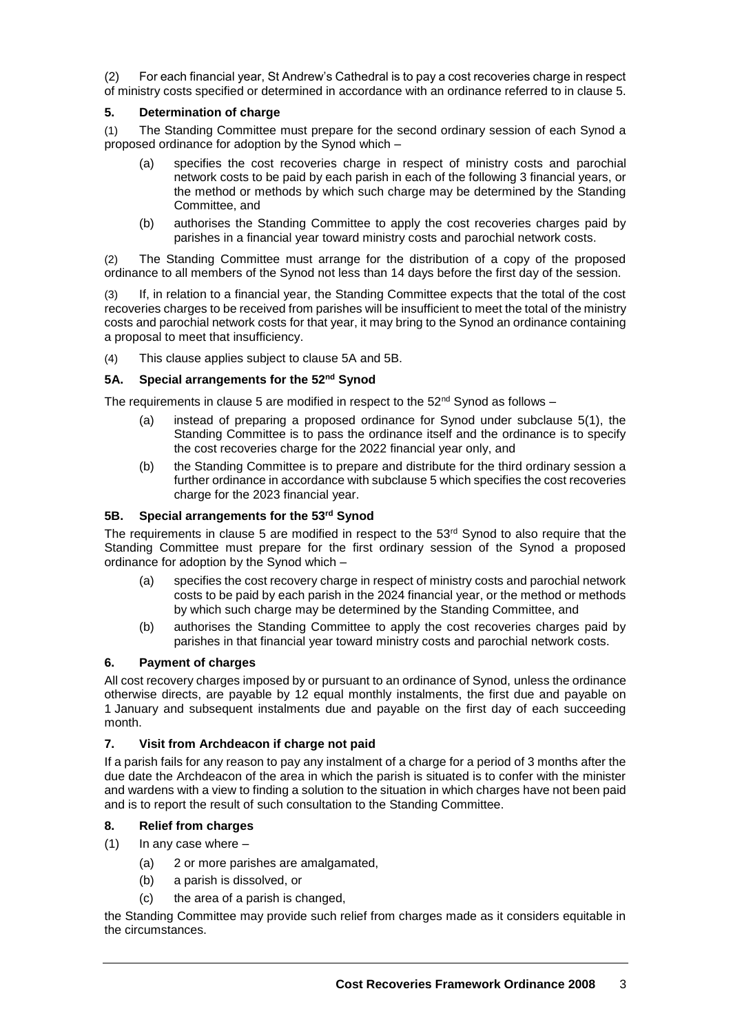(2) For each financial year, St Andrew's Cathedral is to pay a cost recoveries charge in respect of ministry costs specified or determined in accordance with an ordinance referred to in clause 5.

### 5. Determination of charge

(1) The Standing Committee must prepare for the second ordinary session of each Synod a proposed ordinance for adoption by the Synod which –

- (a) specifies the cost recoveries charge in respect of ministry costs and parochial network costs to be paid by each parish in each of the following 3 financial years, or the method or methods by which such charge may be determined by the Standing Committee, and
- (b) authorises the Standing Committee to apply the cost recoveries charges paid by parishes in a financial year toward ministry costs and parochial network costs.

(2) The Standing Committee must arrange for the distribution of a copy of the proposed ordinance to all members of the Synod not less than 14 days before the first day of the session.

(3) If, in relation to a financial year, the Standing Committee expects that the total of the cost recoveries charges to be received from parishes will be insufficient to meet the total of the ministry costs and parochial network costs for that year, it may bring to the Synod an ordinance containing a proposal to meet that insufficiency.

(4) This clause applies subject to clause 5A and 5B.

### 5A. Special arrangements for the 52nd Synod

The requirements in clause 5 are modified in respect to the 52nd Synod as follows –

- (a) instead of preparing a proposed ordinance for Synod under subclause 5(1), the Standing Committee is to pass the ordinance itself and the ordinance is to specify the cost recoveries charge for the 2022 financial year only, and
- (b) the Standing Committee is to prepare and distribute for the third ordinary session a further ordinance in accordance with subclause 5 which specifies the cost recoveries charge for the 2023 financial year.

### 5B. Special arrangements for the 53rd Synod

The requirements in clause 5 are modified in respect to the 53rd Synod to also require that the Standing Committee must prepare for the first ordinary session of the Synod a proposed ordinance for adoption by the Synod which –

- (a) specifies the cost recovery charge in respect of ministry costs and parochial network costs to be paid by each parish in the 2024 financial year, or the method or methods by which such charge may be determined by the Standing Committee, and
- (b) authorises the Standing Committee to apply the cost recoveries charges paid by parishes in that financial year toward ministry costs and parochial network costs.

### 6. Payment of charges

All cost recovery charges imposed by or pursuant to an ordinance of Synod, unless the ordinance otherwise directs, are payable by 12 equal monthly instalments, the first due and payable on 1 January and subsequent instalments due and payable on the first day of each succeeding month.

### 7. Visit from Archdeacon if charge not paid

If a parish fails for any reason to pay any instalment of a charge for a period of 3 months after the due date the Archdeacon of the area in which the parish is situated is to confer with the minister and wardens with a view to finding a solution to the situation in which charges have not been paid and is to report the result of such consultation to the Standing Committee.

### 8. Relief from charges

(1) In any case where –

- (a) 2 or more parishes are amalgamated,
- (b) a parish is dissolved, or
- (c) the area of a parish is changed,

the Standing Committee may provide such relief from charges made as it considers equitable in the circumstances.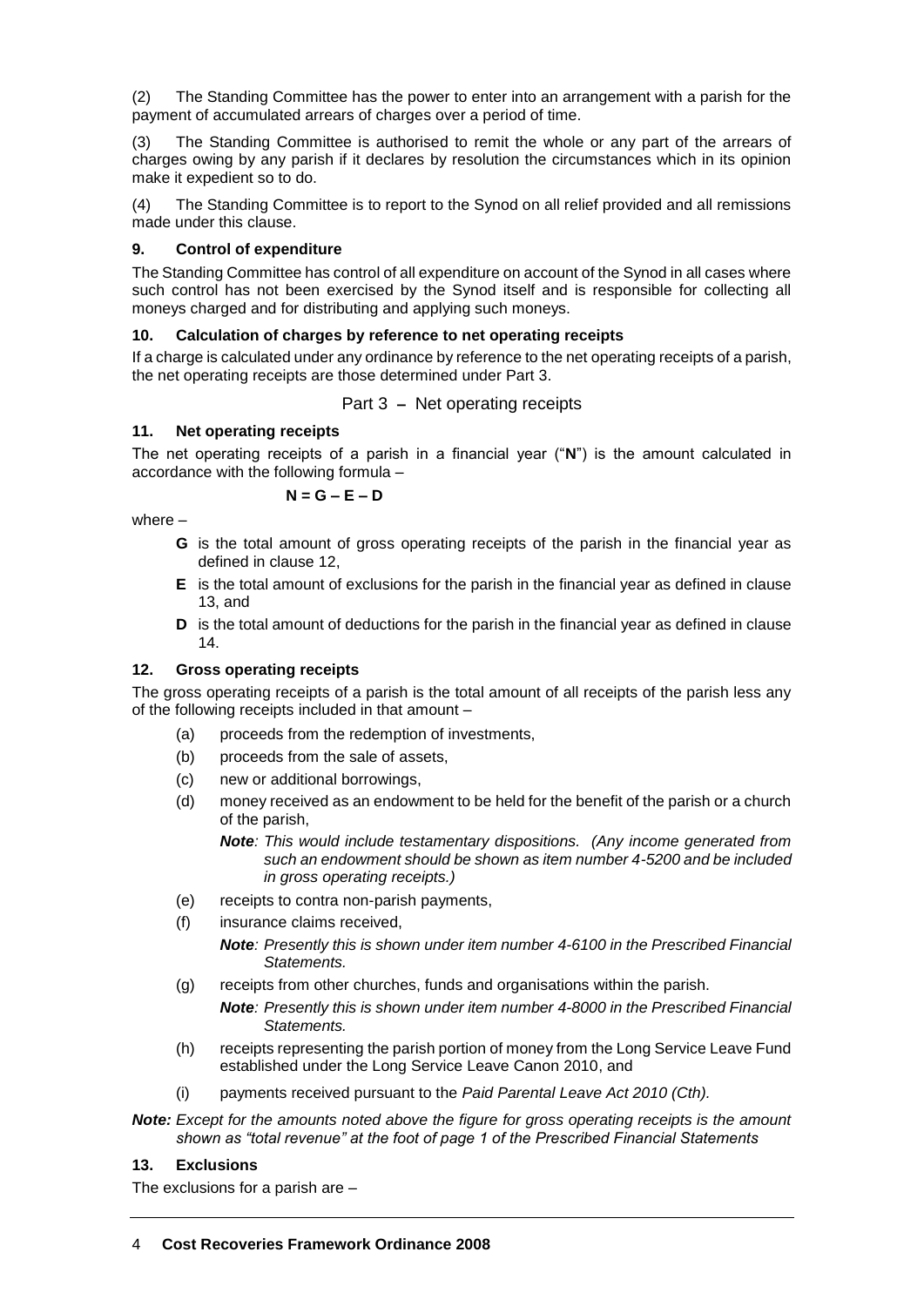(2) The Standing Committee has the power to enter into an arrangement with a parish for the payment of accumulated arrears of charges over a period of time.

(3) The Standing Committee is authorised to remit the whole or any part of the arrears of charges owing by any parish if it declares by resolution the circumstances which in its opinion make it expedient so to do.

(4) The Standing Committee is to report to the Synod on all relief provided and all remissions made under this clause.

### 9. Control of expenditure

The Standing Committee has control of all expenditure on account of the Synod in all cases where such control has not been exercised by the Synod itself and is responsible for collecting all moneys charged and for distributing and applying such moneys.

### 10. Calculation of charges by reference to net operating receipts

If a charge is calculated under any ordinance by reference to the net operating receipts of a parish, the net operating receipts are those determined under Part 3.

## Part 3 – Net operating receipts

### 11. Net operating receipts

The net operating receipts of a parish in a financial year ("**N**") is the amount calculated in accordance with the following formula –

$$N = G - E - D$$

where –

- **G** is the total amount of gross operating receipts of the parish in the financial year as defined in clause 12,
- **E** is the total amount of exclusions for the parish in the financial year as defined in clause 13, and
- **D** is the total amount of deductions for the parish in the financial year as defined in clause 14.

### 12. Gross operating receipts

The gross operating receipts of a parish is the total amount of all receipts of the parish less any of the following receipts included in that amount –

(a) proceeds from the redemption of investments,

(b) proceeds from the sale of assets,

(c) new or additional borrowings,

(d) money received as an endowment to be held for the benefit of the parish or a church of the parish,

> ***Note**: This would include testamentary dispositions. (Any income generated from such an endowment should be shown as item number 4-5200 and be included in gross operating receipts.)*

(e) receipts to contra non-parish payments,

(f) insurance claims received,

> ***Note**: Presently this is shown under item number 4-6100 in the Prescribed Financial Statements.*

(g) receipts from other churches, funds and organisations within the parish.

> ***Note**: Presently this is shown under item number 4-8000 in the Prescribed Financial Statements.*

(h) receipts representing the parish portion of money from the Long Service Leave Fund established under the Long Service Leave Canon 2010, and

(i) payments received pursuant to the *Paid Parental Leave Act 2010 (Cth).*

***Note:** Except for the amounts noted above the figure for gross operating receipts is the amount shown as "total revenue" at the foot of page 1 of the Prescribed Financial Statements*

### 13. Exclusions

The exclusions for a parish are –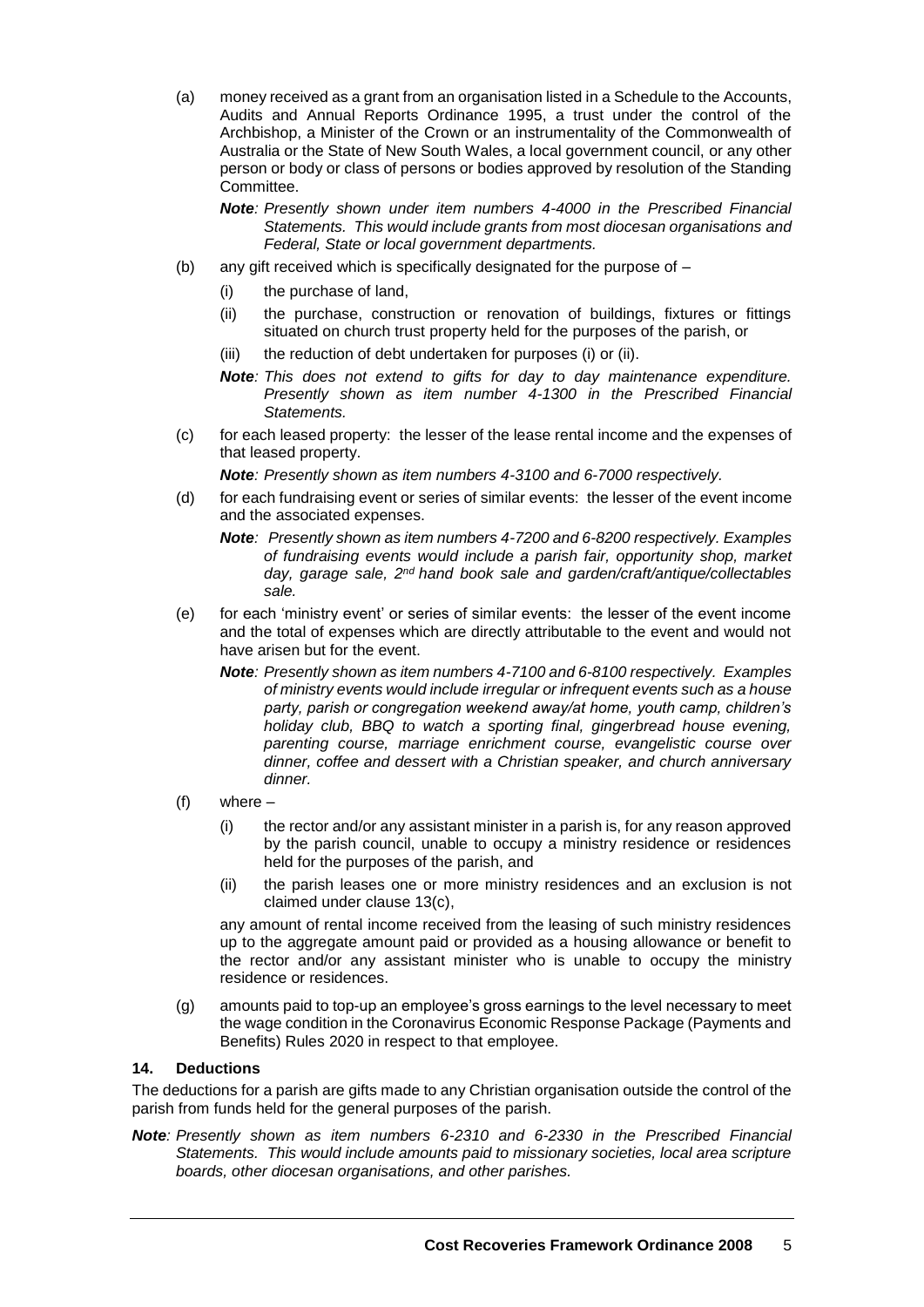(a) money received as a grant from an organisation listed in a Schedule to the Accounts, Audits and Annual Reports Ordinance 1995, a trust under the control of the Archbishop, a Minister of the Crown or an instrumentality of the Commonwealth of Australia or the State of New South Wales, a local government council, or any other person or body or class of persons or bodies approved by resolution of the Standing Committee.

   ***Note****: Presently shown under item numbers 4-4000 in the Prescribed Financial Statements. This would include grants from most diocesan organisations and Federal, State or local government departments.*

(b) any gift received which is specifically designated for the purpose of –

   (i) the purchase of land,

   (ii) the purchase, construction or renovation of buildings, fixtures or fittings situated on church trust property held for the purposes of the parish, or

   (iii) the reduction of debt undertaken for purposes (i) or (ii).

   ***Note****: This does not extend to gifts for day to day maintenance expenditure. Presently shown as item number 4-1300 in the Prescribed Financial Statements.*

(c) for each leased property: the lesser of the lease rental income and the expenses of that leased property.

   ***Note****: Presently shown as item numbers 4-3100 and 6-7000 respectively.*

(d) for each fundraising event or series of similar events: the lesser of the event income and the associated expenses.

   ***Note****: Presently shown as item numbers 4-7200 and 6-8200 respectively. Examples of fundraising events would include a parish fair, opportunity shop, market day, garage sale, 2nd hand book sale and garden/craft/antique/collectables sale.*

(e) for each 'ministry event' or series of similar events: the lesser of the event income and the total of expenses which are directly attributable to the event and would not have arisen but for the event.

   ***Note****: Presently shown as item numbers 4-7100 and 6-8100 respectively. Examples of ministry events would include irregular or infrequent events such as a house party, parish or congregation weekend away/at home, youth camp, children's holiday club, BBQ to watch a sporting final, gingerbread house evening, parenting course, marriage enrichment course, evangelistic course over dinner, coffee and dessert with a Christian speaker, and church anniversary dinner.*

(f) where –

   (i) the rector and/or any assistant minister in a parish is, for any reason approved by the parish council, unable to occupy a ministry residence or residences held for the purposes of the parish, and

   (ii) the parish leases one or more ministry residences and an exclusion is not claimed under clause 13(c),

   any amount of rental income received from the leasing of such ministry residences up to the aggregate amount paid or provided as a housing allowance or benefit to the rector and/or any assistant minister who is unable to occupy the ministry residence or residences.

(g) amounts paid to top-up an employee's gross earnings to the level necessary to meet the wage condition in the Coronavirus Economic Response Package (Payments and Benefits) Rules 2020 in respect to that employee.

### 14. Deductions

The deductions for a parish are gifts made to any Christian organisation outside the control of the parish from funds held for the general purposes of the parish.

***Note****: Presently shown as item numbers 6-2310 and 6-2330 in the Prescribed Financial Statements. This would include amounts paid to missionary societies, local area scripture boards, other diocesan organisations, and other parishes.*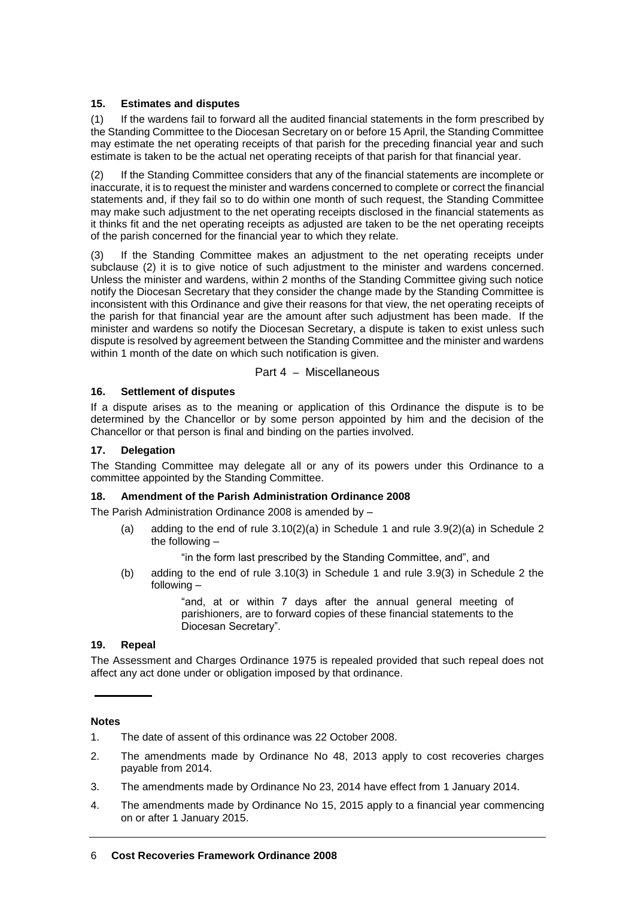### 15. Estimates and disputes

(1) If the wardens fail to forward all the audited financial statements in the form prescribed by the Standing Committee to the Diocesan Secretary on or before 15 April, the Standing Committee may estimate the net operating receipts of that parish for the preceding financial year and such estimate is taken to be the actual net operating receipts of that parish for that financial year.

(2) If the Standing Committee considers that any of the financial statements are incomplete or inaccurate, it is to request the minister and wardens concerned to complete or correct the financial statements and, if they fail so to do within one month of such request, the Standing Committee may make such adjustment to the net operating receipts disclosed in the financial statements as it thinks fit and the net operating receipts as adjusted are taken to be the net operating receipts of the parish concerned for the financial year to which they relate.

(3) If the Standing Committee makes an adjustment to the net operating receipts under subclause (2) it is to give notice of such adjustment to the minister and wardens concerned. Unless the minister and wardens, within 2 months of the Standing Committee giving such notice notify the Diocesan Secretary that they consider the change made by the Standing Committee is inconsistent with this Ordinance and give their reasons for that view, the net operating receipts of the parish for that financial year are the amount after such adjustment has been made. If the minister and wardens so notify the Diocesan Secretary, a dispute is taken to exist unless such dispute is resolved by agreement between the Standing Committee and the minister and wardens within 1 month of the date on which such notification is given.

## Part 4 – Miscellaneous

### 16. Settlement of disputes

If a dispute arises as to the meaning or application of this Ordinance the dispute is to be determined by the Chancellor or by some person appointed by him and the decision of the Chancellor or that person is final and binding on the parties involved.

### 17. Delegation

The Standing Committee may delegate all or any of its powers under this Ordinance to a committee appointed by the Standing Committee.

### 18. Amendment of the Parish Administration Ordinance 2008

The Parish Administration Ordinance 2008 is amended by –

(a) adding to the end of rule 3.10(2)(a) in Schedule 1 and rule 3.9(2)(a) in Schedule 2 the following –

"in the form last prescribed by the Standing Committee, and", and

(b) adding to the end of rule 3.10(3) in Schedule 1 and rule 3.9(3) in Schedule 2 the following –

"and, at or within 7 days after the annual general meeting of parishioners, are to forward copies of these financial statements to the Diocesan Secretary".

### 19. Repeal

The Assessment and Charges Ordinance 1975 is repealed provided that such repeal does not affect any act done under or obligation imposed by that ordinance.

---

**Notes**

1. The date of assent of this ordinance was 22 October 2008.
2. The amendments made by Ordinance No 48, 2013 apply to cost recoveries charges payable from 2014.
3. The amendments made by Ordinance No 23, 2014 have effect from 1 January 2014.
4. The amendments made by Ordinance No 15, 2015 apply to a financial year commencing on or after 1 January 2015.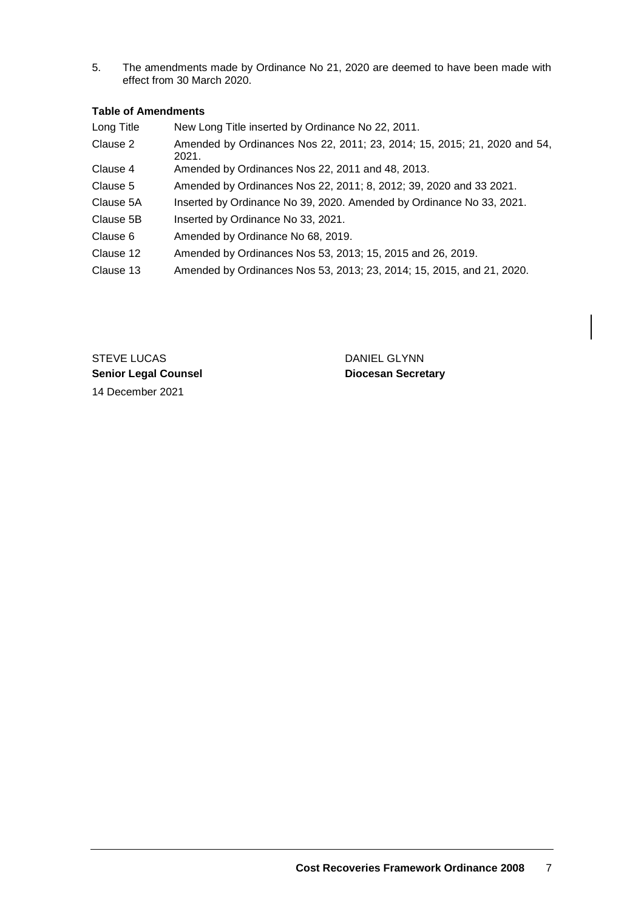5. The amendments made by Ordinance No 21, 2020 are deemed to have been made with effect from 30 March 2020.

**Table of Amendments**

| | |
|---|---|
| Long Title | New Long Title inserted by Ordinance No 22, 2011. |
| Clause 2 | Amended by Ordinances Nos 22, 2011; 23, 2014; 15, 2015; 21, 2020 and 54, 2021. |
| Clause 4 | Amended by Ordinances Nos 22, 2011 and 48, 2013. |
| Clause 5 | Amended by Ordinances Nos 22, 2011; 8, 2012; 39, 2020 and 33 2021. |
| Clause 5A | Inserted by Ordinance No 39, 2020. Amended by Ordinance No 33, 2021. |
| Clause 5B | Inserted by Ordinance No 33, 2021. |
| Clause 6 | Amended by Ordinance No 68, 2019. |
| Clause 12 | Amended by Ordinances Nos 53, 2013; 15, 2015 and 26, 2019. |
| Clause 13 | Amended by Ordinances Nos 53, 2013; 23, 2014; 15, 2015, and 21, 2020. |

STEVE LUCAS
**Senior Legal Counsel**
14 December 2021

DANIEL GLYNN
**Diocesan Secretary**